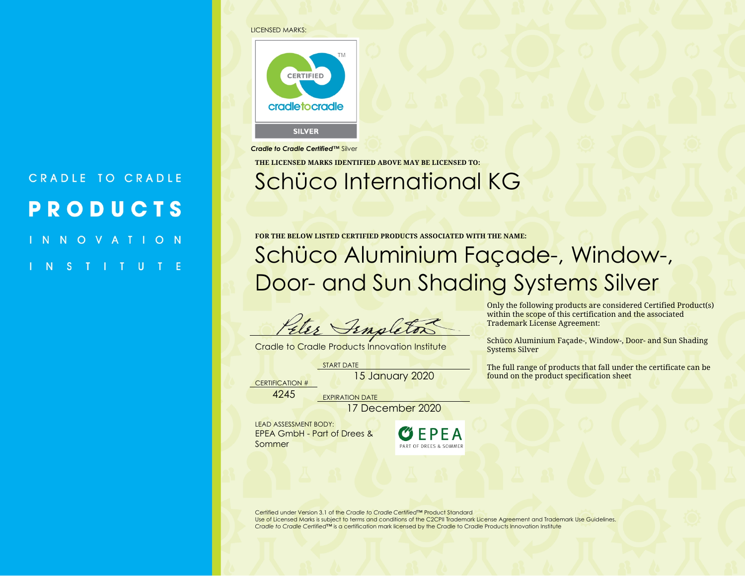CRADLE TO CRADLE

**PRODUCTS**

INNOVATION

INSTITUTE

LICENSED MARKS:

CERTIFIED cradletocradle™ SILVER

***Cradle to Cradle Certified*™** Silver

**THE LICENSED MARKS IDENTIFIED ABOVE MAY BE LICENSED TO:**

# Schüco International KG

**FOR THE BELOW LISTED CERTIFIED PRODUCTS ASSOCIATED WITH THE NAME:**

# Schüco Aluminium Façade-, Window-, Door- and Sun Shading Systems Silver

Only the following products are considered Certified Product(s) within the scope of this certification and the associated Trademark License Agreement:

Schüco Aluminium Façade-, Window-, Door- and Sun Shading Systems Silver

The full range of products that fall under the certificate can be found on the product specification sheet

Peter Templeton

Cradle to Cradle Products Innovation Institute

CERTIFICATION #
4245

START DATE
15 January 2020

EXPIRATION DATE
17 December 2020

LEAD ASSESSMENT BODY:
EPEA GmbH - Part of Drees & Sommer

EPEA PART OF DREES & SOMMER

Certified under Version 3.1 of the *Cradle to Cradle Certified*™ Product Standard
Use of Licensed Marks is subject to terms and conditions of the C2CPII Trademark License Agreement and Trademark Use Guidelines.
*Cradle to Cradle Certified*™ is a certification mark licensed by the Cradle to Cradle Products Innovation Institute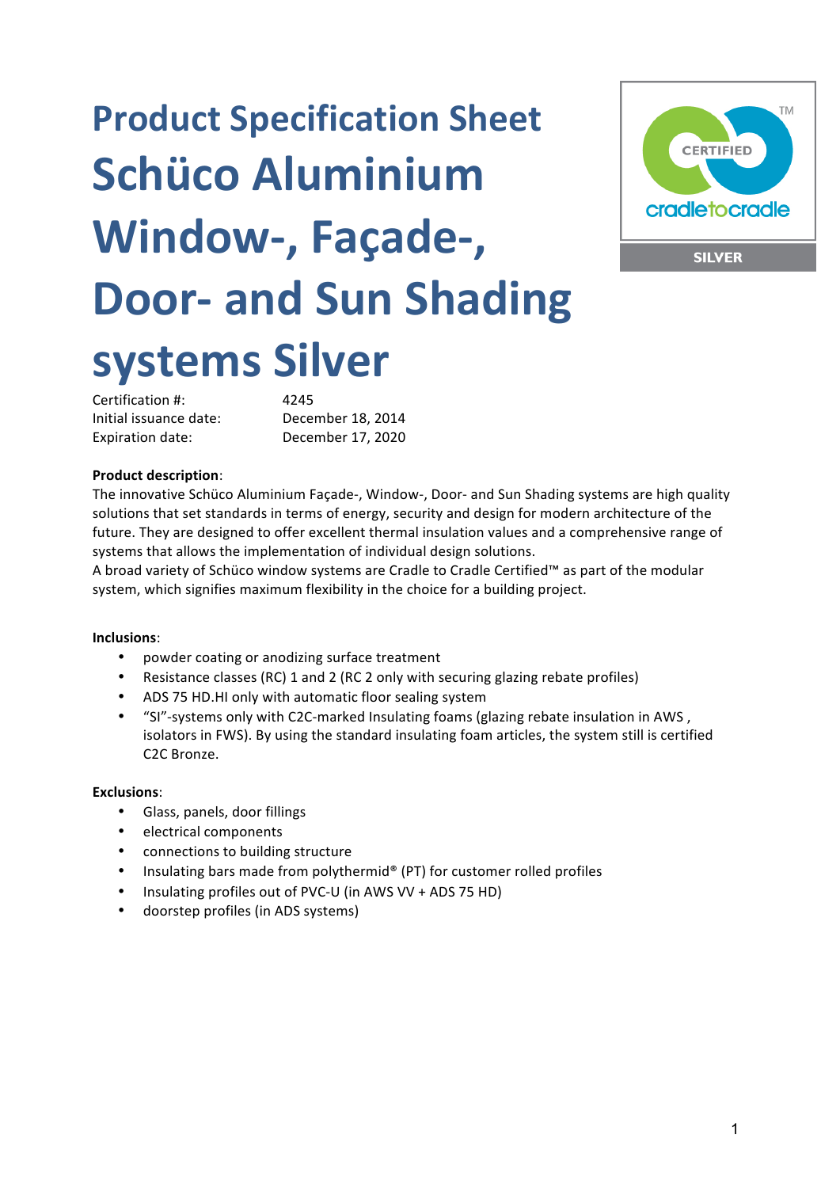# Product Specification Sheet

# Schüco Aluminium Window-, Façade-, Door- and Sun Shading systems Silver

Certification #: 4245
Initial issuance date: December 18, 2014
Expiration date: December 17, 2020

**Product description**:
The innovative Schüco Aluminium Façade-, Window-, Door- and Sun Shading systems are high quality solutions that set standards in terms of energy, security and design for modern architecture of the future. They are designed to offer excellent thermal insulation values and a comprehensive range of systems that allows the implementation of individual design solutions.
A broad variety of Schüco window systems are Cradle to Cradle Certified™ as part of the modular system, which signifies maximum flexibility in the choice for a building project.

**Inclusions**:

- powder coating or anodizing surface treatment
- Resistance classes (RC) 1 and 2 (RC 2 only with securing glazing rebate profiles)
- ADS 75 HD.HI only with automatic floor sealing system
- "SI"-systems only with C2C-marked Insulating foams (glazing rebate insulation in AWS , isolators in FWS). By using the standard insulating foam articles, the system still is certified C2C Bronze.

**Exclusions**:

- Glass, panels, door fillings
- electrical components
- connections to building structure
- Insulating bars made from polythermid® (PT) for customer rolled profiles
- Insulating profiles out of PVC-U (in AWS VV + ADS 75 HD)
- doorstep profiles (in ADS systems)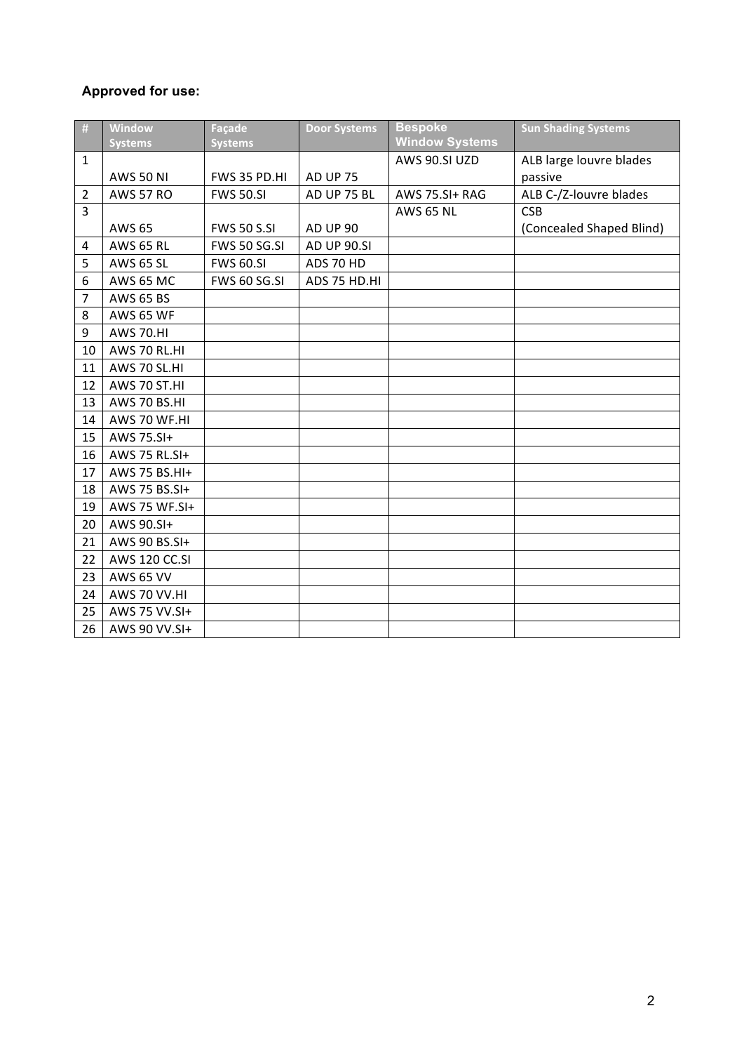**Approved for use:**

| # | Window Systems | Façade Systems | Door Systems | Bespoke Window Systems | Sun Shading Systems |
|---|---|---|---|---|---|
| 1 | AWS 50 NI | FWS 35 PD.HI | AD UP 75 | AWS 90.SI UZD | ALB large louvre blades passive |
| 2 | AWS 57 RO | FWS 50.SI | AD UP 75 BL | AWS 75.SI+ RAG | ALB C-/Z-louvre blades |
| 3 | AWS 65 | FWS 50 S.SI | AD UP 90 | AWS 65 NL | CSB (Concealed Shaped Blind) |
| 4 | AWS 65 RL | FWS 50 SG.SI | AD UP 90.SI | | |
| 5 | AWS 65 SL | FWS 60.SI | ADS 70 HD | | |
| 6 | AWS 65 MC | FWS 60 SG.SI | ADS 75 HD.HI | | |
| 7 | AWS 65 BS | | | | |
| 8 | AWS 65 WF | | | | |
| 9 | AWS 70.HI | | | | |
| 10 | AWS 70 RL.HI | | | | |
| 11 | AWS 70 SL.HI | | | | |
| 12 | AWS 70 ST.HI | | | | |
| 13 | AWS 70 BS.HI | | | | |
| 14 | AWS 70 WF.HI | | | | |
| 15 | AWS 75.SI+ | | | | |
| 16 | AWS 75 RL.SI+ | | | | |
| 17 | AWS 75 BS.HI+ | | | | |
| 18 | AWS 75 BS.SI+ | | | | |
| 19 | AWS 75 WF.SI+ | | | | |
| 20 | AWS 90.SI+ | | | | |
| 21 | AWS 90 BS.SI+ | | | | |
| 22 | AWS 120 CC.SI | | | | |
| 23 | AWS 65 VV | | | | |
| 24 | AWS 70 VV.HI | | | | |
| 25 | AWS 75 VV.SI+ | | | | |
| 26 | AWS 90 VV.SI+ | | | | |